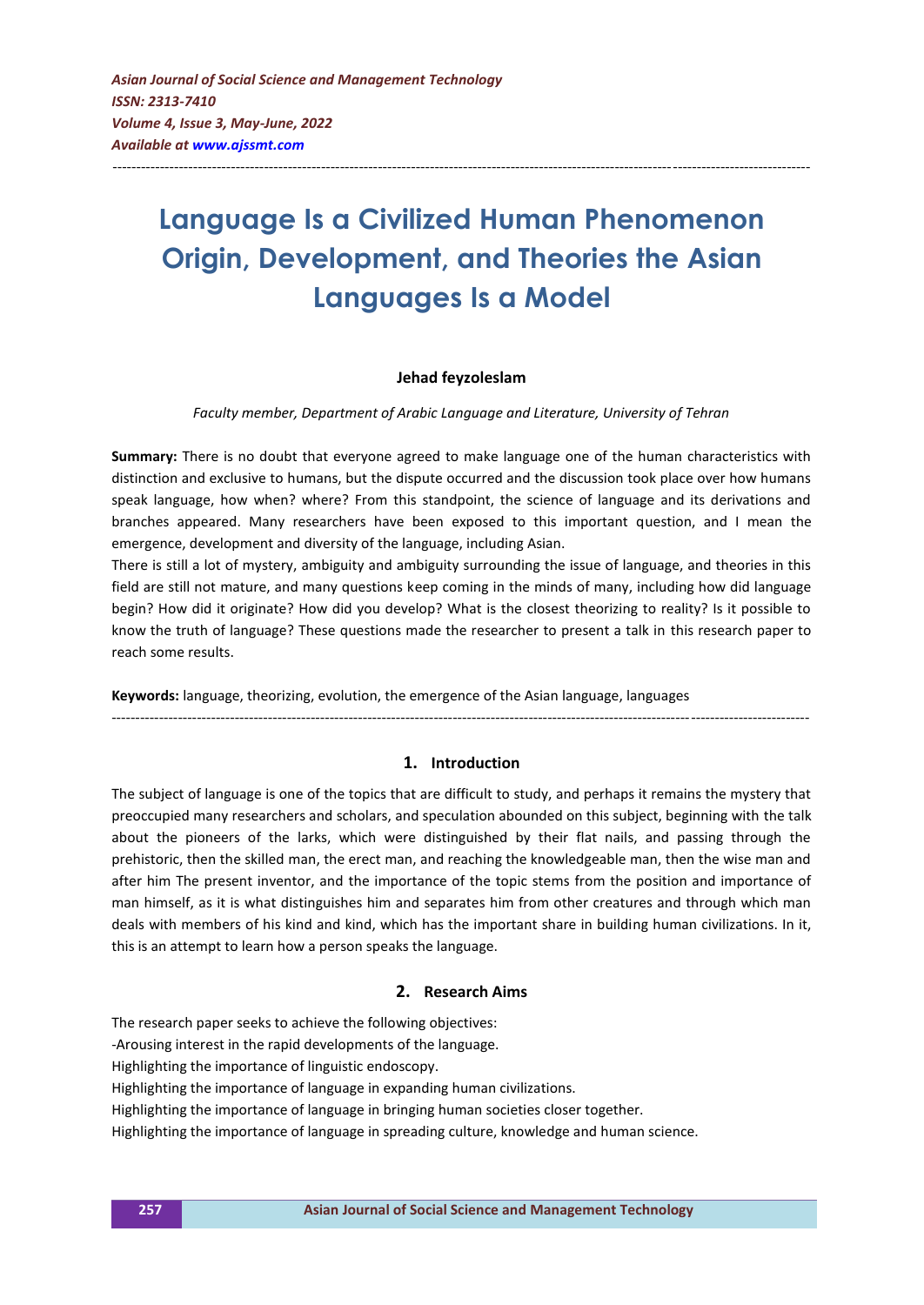# Language Is a Civilized Human Phenomenon Origin, Development, and Theories the Asian Languages Is a Model

**Jehad feyzoleslam**

*Faculty member, Department of Arabic Language and Literature, University of Tehran*

**Summary:** There is no doubt that everyone agreed to make language one of the human characteristics with distinction and exclusive to humans, but the dispute occurred and the discussion took place over how humans speak language, how when? where? From this standpoint, the science of language and its derivations and branches appeared. Many researchers have been exposed to this important question, and I mean the emergence, development and diversity of the language, including Asian.

There is still a lot of mystery, ambiguity and ambiguity surrounding the issue of language, and theories in this field are still not mature, and many questions keep coming in the minds of many, including how did language begin? How did it originate? How did you develop? What is the closest theorizing to reality? Is it possible to know the truth of language? These questions made the researcher to present a talk in this research paper to reach some results.

**Keywords:** language, theorizing, evolution, the emergence of the Asian language, languages

## 1. Introduction

The subject of language is one of the topics that are difficult to study, and perhaps it remains the mystery that preoccupied many researchers and scholars, and speculation abounded on this subject, beginning with the talk about the pioneers of the larks, which were distinguished by their flat nails, and passing through the prehistoric, then the skilled man, the erect man, and reaching the knowledgeable man, then the wise man and after him The present inventor, and the importance of the topic stems from the position and importance of man himself, as it is what distinguishes him and separates him from other creatures and through which man deals with members of his kind and kind, which has the important share in building human civilizations. In it, this is an attempt to learn how a person speaks the language.

## 2. Research Aims

The research paper seeks to achieve the following objectives:

-Arousing interest in the rapid developments of the language.

Highlighting the importance of linguistic endoscopy.

Highlighting the importance of language in expanding human civilizations.

Highlighting the importance of language in bringing human societies closer together.

Highlighting the importance of language in spreading culture, knowledge and human science.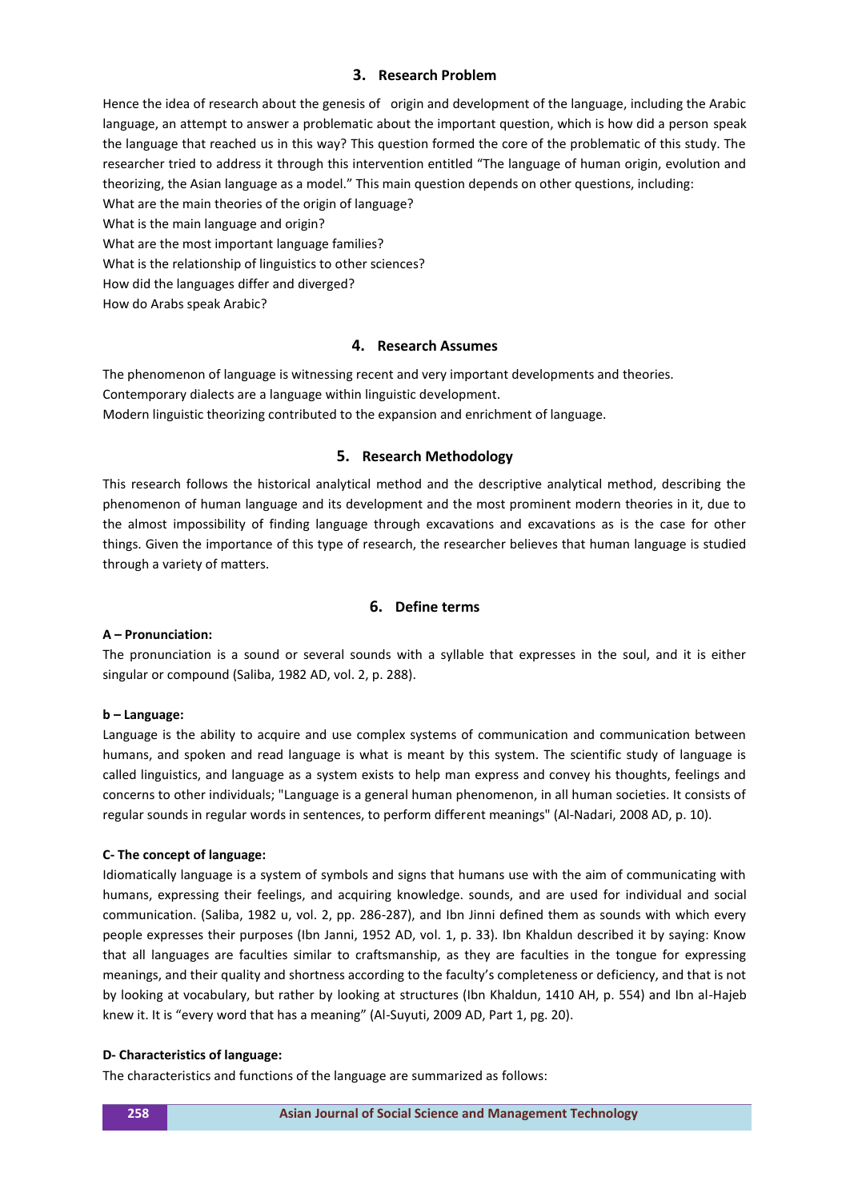## 3. Research Problem

Hence the idea of research about the genesis of origin and development of the language, including the Arabic language, an attempt to answer a problematic about the important question, which is how did a person speak the language that reached us in this way? This question formed the core of the problematic of this study. The researcher tried to address it through this intervention entitled "The language of human origin, evolution and theorizing, the Asian language as a model." This main question depends on other questions, including:

What are the main theories of the origin of language?

What is the main language and origin?

What are the most important language families?

What is the relationship of linguistics to other sciences?

How did the languages differ and diverged?

How do Arabs speak Arabic?

## 4. Research Assumes

The phenomenon of language is witnessing recent and very important developments and theories.

Contemporary dialects are a language within linguistic development.

Modern linguistic theorizing contributed to the expansion and enrichment of language.

## 5. Research Methodology

This research follows the historical analytical method and the descriptive analytical method, describing the phenomenon of human language and its development and the most prominent modern theories in it, due to the almost impossibility of finding language through excavations and excavations as is the case for other things. Given the importance of this type of research, the researcher believes that human language is studied through a variety of matters.

## 6. Define terms

**A – Pronunciation:**

The pronunciation is a sound or several sounds with a syllable that expresses in the soul, and it is either singular or compound (Saliba, 1982 AD, vol. 2, p. 288).

**b – Language:**

Language is the ability to acquire and use complex systems of communication and communication between humans, and spoken and read language is what is meant by this system. The scientific study of language is called linguistics, and language as a system exists to help man express and convey his thoughts, feelings and concerns to other individuals; "Language is a general human phenomenon, in all human societies. It consists of regular sounds in regular words in sentences, to perform different meanings" (Al-Nadari, 2008 AD, p. 10).

**C- The concept of language:**

Idiomatically language is a system of symbols and signs that humans use with the aim of communicating with humans, expressing their feelings, and acquiring knowledge. sounds, and are used for individual and social communication. (Saliba, 1982 u, vol. 2, pp. 286-287), and Ibn Jinni defined them as sounds with which every people expresses their purposes (Ibn Janni, 1952 AD, vol. 1, p. 33). Ibn Khaldun described it by saying: Know that all languages are faculties similar to craftsmanship, as they are faculties in the tongue for expressing meanings, and their quality and shortness according to the faculty's completeness or deficiency, and that is not by looking at vocabulary, but rather by looking at structures (Ibn Khaldun, 1410 AH, p. 554) and Ibn al-Hajeb knew it. It is "every word that has a meaning" (Al-Suyuti, 2009 AD, Part 1, pg. 20).

**D- Characteristics of language:**

The characteristics and functions of the language are summarized as follows: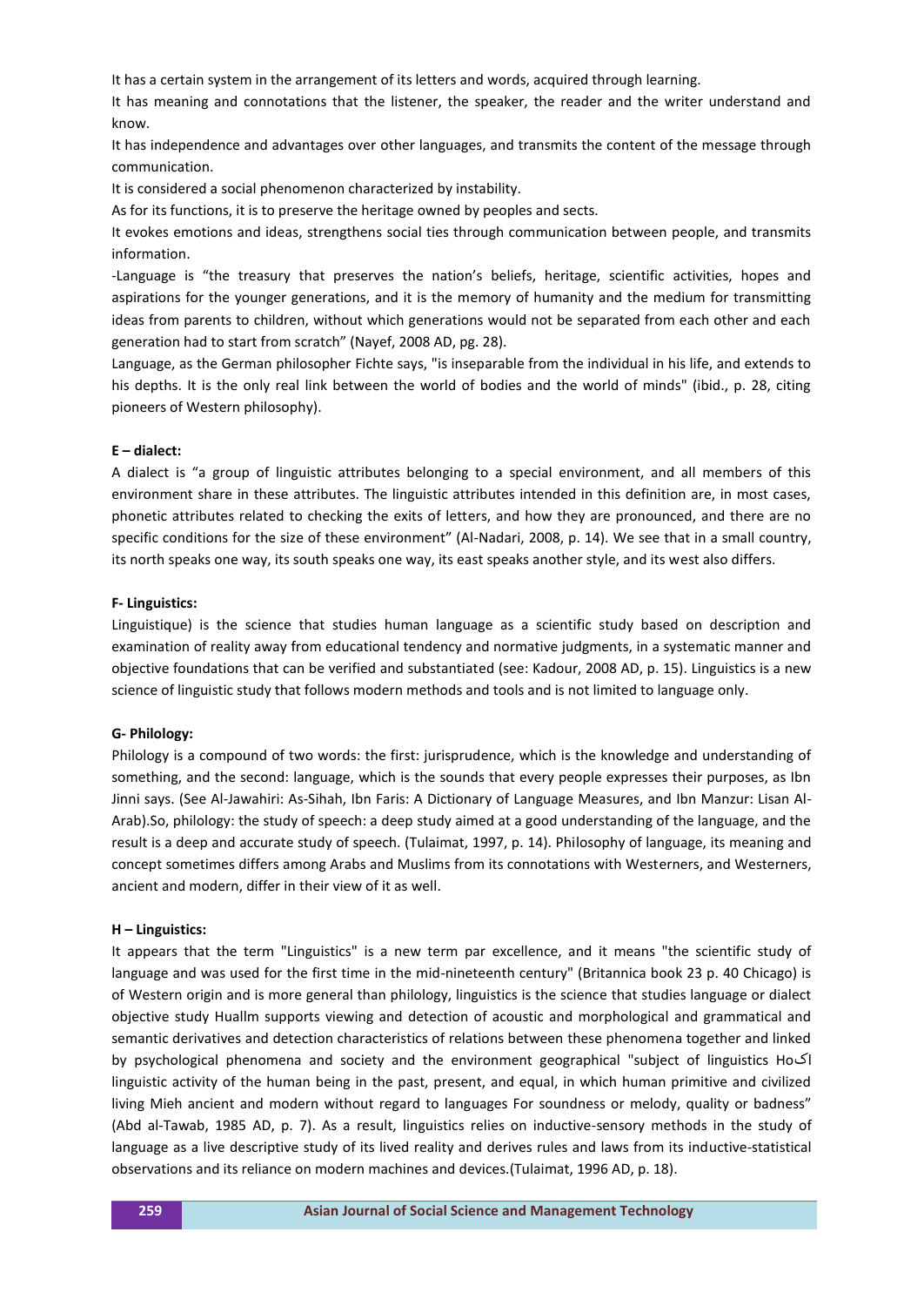It has a certain system in the arrangement of its letters and words, acquired through learning.

It has meaning and connotations that the listener, the speaker, the reader and the writer understand and know.

It has independence and advantages over other languages, and transmits the content of the message through communication.

It is considered a social phenomenon characterized by instability.

As for its functions, it is to preserve the heritage owned by peoples and sects.

It evokes emotions and ideas, strengthens social ties through communication between people, and transmits information.

-Language is "the treasury that preserves the nation's beliefs, heritage, scientific activities, hopes and aspirations for the younger generations, and it is the memory of humanity and the medium for transmitting ideas from parents to children, without which generations would not be separated from each other and each generation had to start from scratch" (Nayef, 2008 AD, pg. 28).

Language, as the German philosopher Fichte says, "is inseparable from the individual in his life, and extends to his depths. It is the only real link between the world of bodies and the world of minds" (ibid., p. 28, citing pioneers of Western philosophy).

**E – dialect:**

A dialect is "a group of linguistic attributes belonging to a special environment, and all members of this environment share in these attributes. The linguistic attributes intended in this definition are, in most cases, phonetic attributes related to checking the exits of letters, and how they are pronounced, and there are no specific conditions for the size of these environment" (Al-Nadari, 2008, p. 14). We see that in a small country, its north speaks one way, its south speaks one way, its east speaks another style, and its west also differs.

**F- Linguistics:**

Linguistique) is the science that studies human language as a scientific study based on description and examination of reality away from educational tendency and normative judgments, in a systematic manner and objective foundations that can be verified and substantiated (see: Kadour, 2008 AD, p. 15). Linguistics is a new science of linguistic study that follows modern methods and tools and is not limited to language only.

**G- Philology:**

Philology is a compound of two words: the first: jurisprudence, which is the knowledge and understanding of something, and the second: language, which is the sounds that every people expresses their purposes, as Ibn Jinni says. (See Al-Jawahiri: As-Sihah, Ibn Faris: A Dictionary of Language Measures, and Ibn Manzur: Lisan Al-Arab).So, philology: the study of speech: a deep study aimed at a good understanding of the language, and the result is a deep and accurate study of speech. (Tulaimat, 1997, p. 14). Philosophy of language, its meaning and concept sometimes differs among Arabs and Muslims from its connotations with Westerners, and Westerners, ancient and modern, differ in their view of it as well.

**H – Linguistics:**

It appears that the term "Linguistics" is a new term par excellence, and it means "the scientific study of language and was used for the first time in the mid-nineteenth century" (Britannica book 23 p. 40 Chicago) is of Western origin and is more general than philology, linguistics is the science that studies language or dialect objective study Huallm supports viewing and detection of acoustic and morphological and grammatical and semantic derivatives and detection characteristics of relations between these phenomena together and linked by psychological phenomena and society and the environment geographical "subject of linguistics Hoكا linguistic activity of the human being in the past, present, and equal, in which human primitive and civilized living Mieh ancient and modern without regard to languages For soundness or melody, quality or badness" (Abd al-Tawab, 1985 AD, p. 7). As a result, linguistics relies on inductive-sensory methods in the study of language as a live descriptive study of its lived reality and derives rules and laws from its inductive-statistical observations and its reliance on modern machines and devices.(Tulaimat, 1996 AD, p. 18).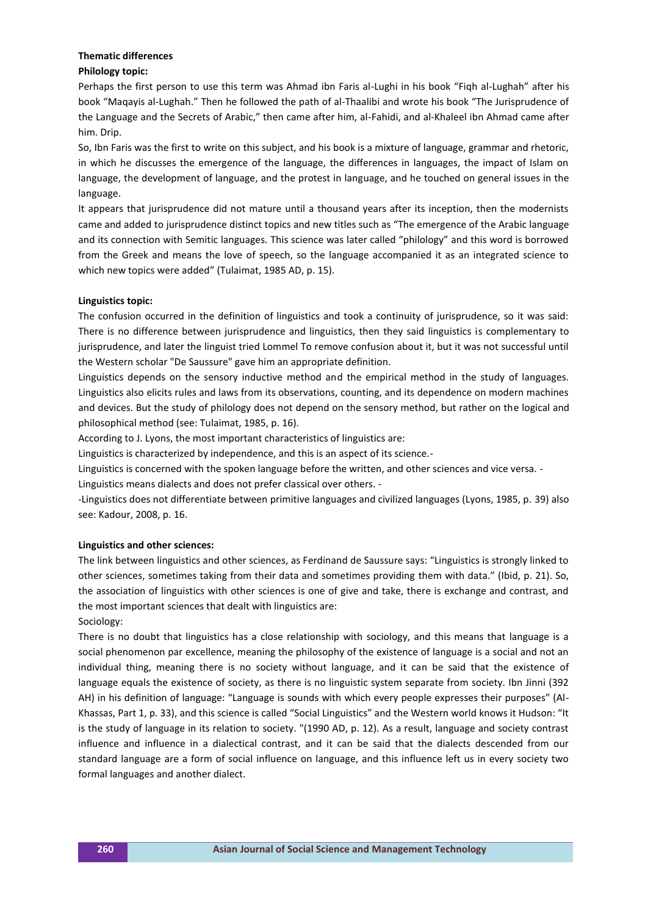**Thematic differences**

**Philology topic:**

Perhaps the first person to use this term was Ahmad ibn Faris al-Lughi in his book "Fiqh al-Lughah" after his book "Maqayis al-Lughah." Then he followed the path of al-Thaalibi and wrote his book "The Jurisprudence of the Language and the Secrets of Arabic," then came after him, al-Fahidi, and al-Khaleel ibn Ahmad came after him. Drip.

So, Ibn Faris was the first to write on this subject, and his book is a mixture of language, grammar and rhetoric, in which he discusses the emergence of the language, the differences in languages, the impact of Islam on language, the development of language, and the protest in language, and he touched on general issues in the language.

It appears that jurisprudence did not mature until a thousand years after its inception, then the modernists came and added to jurisprudence distinct topics and new titles such as "The emergence of the Arabic language and its connection with Semitic languages. This science was later called "philology" and this word is borrowed from the Greek and means the love of speech, so the language accompanied it as an integrated science to which new topics were added" (Tulaimat, 1985 AD, p. 15).

**Linguistics topic:**

The confusion occurred in the definition of linguistics and took a continuity of jurisprudence, so it was said: There is no difference between jurisprudence and linguistics, then they said linguistics is complementary to jurisprudence, and later the linguist tried Lommel To remove confusion about it, but it was not successful until the Western scholar "De Saussure" gave him an appropriate definition.

Linguistics depends on the sensory inductive method and the empirical method in the study of languages. Linguistics also elicits rules and laws from its observations, counting, and its dependence on modern machines and devices. But the study of philology does not depend on the sensory method, but rather on the logical and philosophical method (see: Tulaimat, 1985, p. 16).

According to J. Lyons, the most important characteristics of linguistics are:

Linguistics is characterized by independence, and this is an aspect of its science.-

Linguistics is concerned with the spoken language before the written, and other sciences and vice versa. -

Linguistics means dialects and does not prefer classical over others. -

-Linguistics does not differentiate between primitive languages and civilized languages (Lyons, 1985, p. 39) also see: Kadour, 2008, p. 16.

**Linguistics and other sciences:**

The link between linguistics and other sciences, as Ferdinand de Saussure says: "Linguistics is strongly linked to other sciences, sometimes taking from their data and sometimes providing them with data." (Ibid, p. 21). So, the association of linguistics with other sciences is one of give and take, there is exchange and contrast, and the most important sciences that dealt with linguistics are:

Sociology:

There is no doubt that linguistics has a close relationship with sociology, and this means that language is a social phenomenon par excellence, meaning the philosophy of the existence of language is a social and not an individual thing, meaning there is no society without language, and it can be said that the existence of language equals the existence of society, as there is no linguistic system separate from society. Ibn Jinni (392 AH) in his definition of language: "Language is sounds with which every people expresses their purposes" (Al-Khassas, Part 1, p. 33), and this science is called "Social Linguistics" and the Western world knows it Hudson: "It is the study of language in its relation to society. "(1990 AD, p. 12). As a result, language and society contrast influence and influence in a dialectical contrast, and it can be said that the dialects descended from our standard language are a form of social influence on language, and this influence left us in every society two formal languages and another dialect.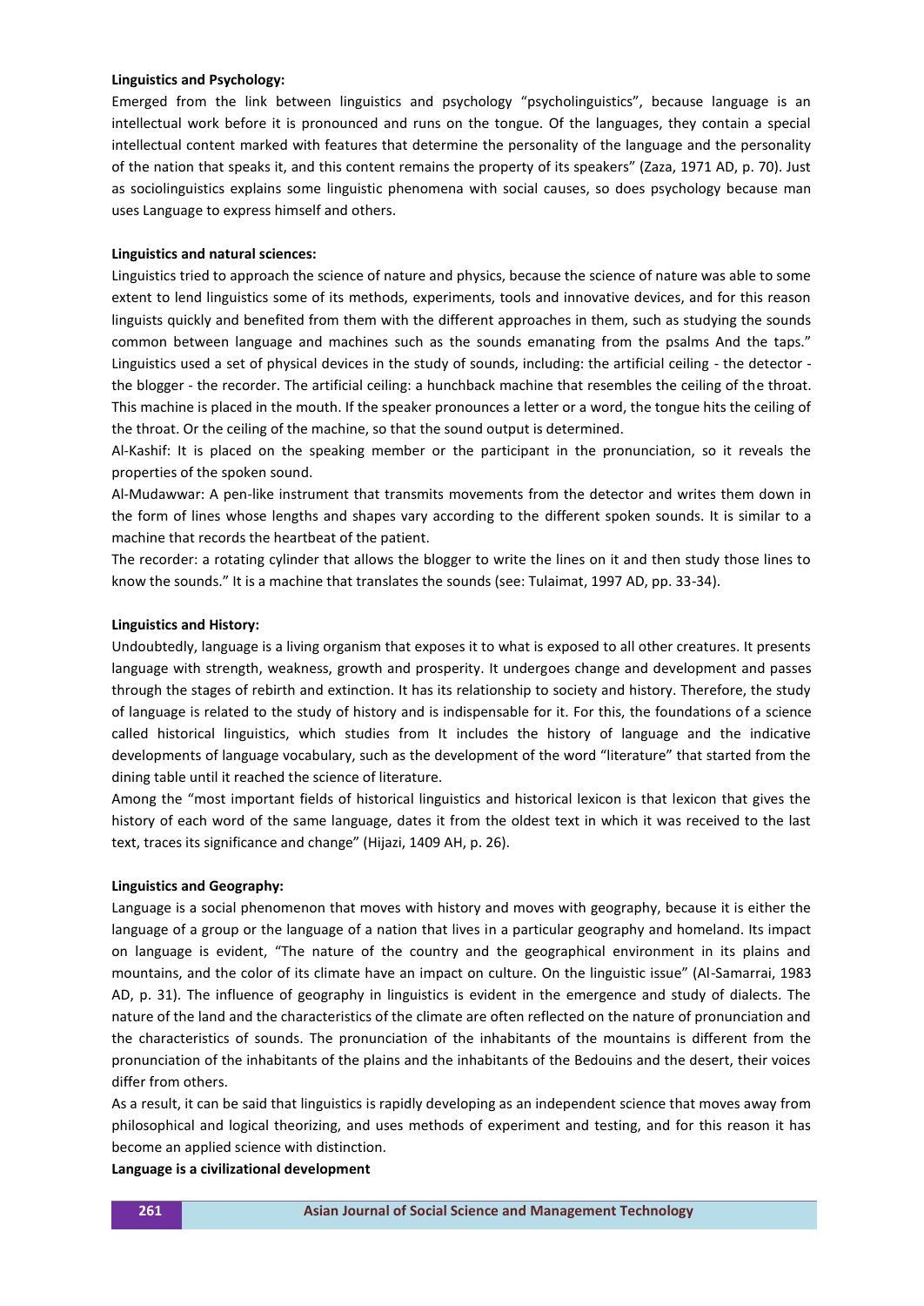**Linguistics and Psychology:**

Emerged from the link between linguistics and psychology "psycholinguistics", because language is an intellectual work before it is pronounced and runs on the tongue. Of the languages, they contain a special intellectual content marked with features that determine the personality of the language and the personality of the nation that speaks it, and this content remains the property of its speakers" (Zaza, 1971 AD, p. 70). Just as sociolinguistics explains some linguistic phenomena with social causes, so does psychology because man uses Language to express himself and others.

**Linguistics and natural sciences:**

Linguistics tried to approach the science of nature and physics, because the science of nature was able to some extent to lend linguistics some of its methods, experiments, tools and innovative devices, and for this reason linguists quickly and benefited from them with the different approaches in them, such as studying the sounds common between language and machines such as the sounds emanating from the psalms And the taps." Linguistics used a set of physical devices in the study of sounds, including: the artificial ceiling - the detector - the blogger - the recorder. The artificial ceiling: a hunchback machine that resembles the ceiling of the throat. This machine is placed in the mouth. If the speaker pronounces a letter or a word, the tongue hits the ceiling of the throat. Or the ceiling of the machine, so that the sound output is determined.

Al-Kashif: It is placed on the speaking member or the participant in the pronunciation, so it reveals the properties of the spoken sound.

Al-Mudawwar: A pen-like instrument that transmits movements from the detector and writes them down in the form of lines whose lengths and shapes vary according to the different spoken sounds. It is similar to a machine that records the heartbeat of the patient.

The recorder: a rotating cylinder that allows the blogger to write the lines on it and then study those lines to know the sounds." It is a machine that translates the sounds (see: Tulaimat, 1997 AD, pp. 33-34).

**Linguistics and History:**

Undoubtedly, language is a living organism that exposes it to what is exposed to all other creatures. It presents language with strength, weakness, growth and prosperity. It undergoes change and development and passes through the stages of rebirth and extinction. It has its relationship to society and history. Therefore, the study of language is related to the study of history and is indispensable for it. For this, the foundations of a science called historical linguistics, which studies from It includes the history of language and the indicative developments of language vocabulary, such as the development of the word "literature" that started from the dining table until it reached the science of literature.

Among the "most important fields of historical linguistics and historical lexicon is that lexicon that gives the history of each word of the same language, dates it from the oldest text in which it was received to the last text, traces its significance and change" (Hijazi, 1409 AH, p. 26).

**Linguistics and Geography:**

Language is a social phenomenon that moves with history and moves with geography, because it is either the language of a group or the language of a nation that lives in a particular geography and homeland. Its impact on language is evident, "The nature of the country and the geographical environment in its plains and mountains, and the color of its climate have an impact on culture. On the linguistic issue" (Al-Samarrai, 1983 AD, p. 31). The influence of geography in linguistics is evident in the emergence and study of dialects. The nature of the land and the characteristics of the climate are often reflected on the nature of pronunciation and the characteristics of sounds. The pronunciation of the inhabitants of the mountains is different from the pronunciation of the inhabitants of the plains and the inhabitants of the Bedouins and the desert, their voices differ from others.

As a result, it can be said that linguistics is rapidly developing as an independent science that moves away from philosophical and logical theorizing, and uses methods of experiment and testing, and for this reason it has become an applied science with distinction.

**Language is a civilizational development**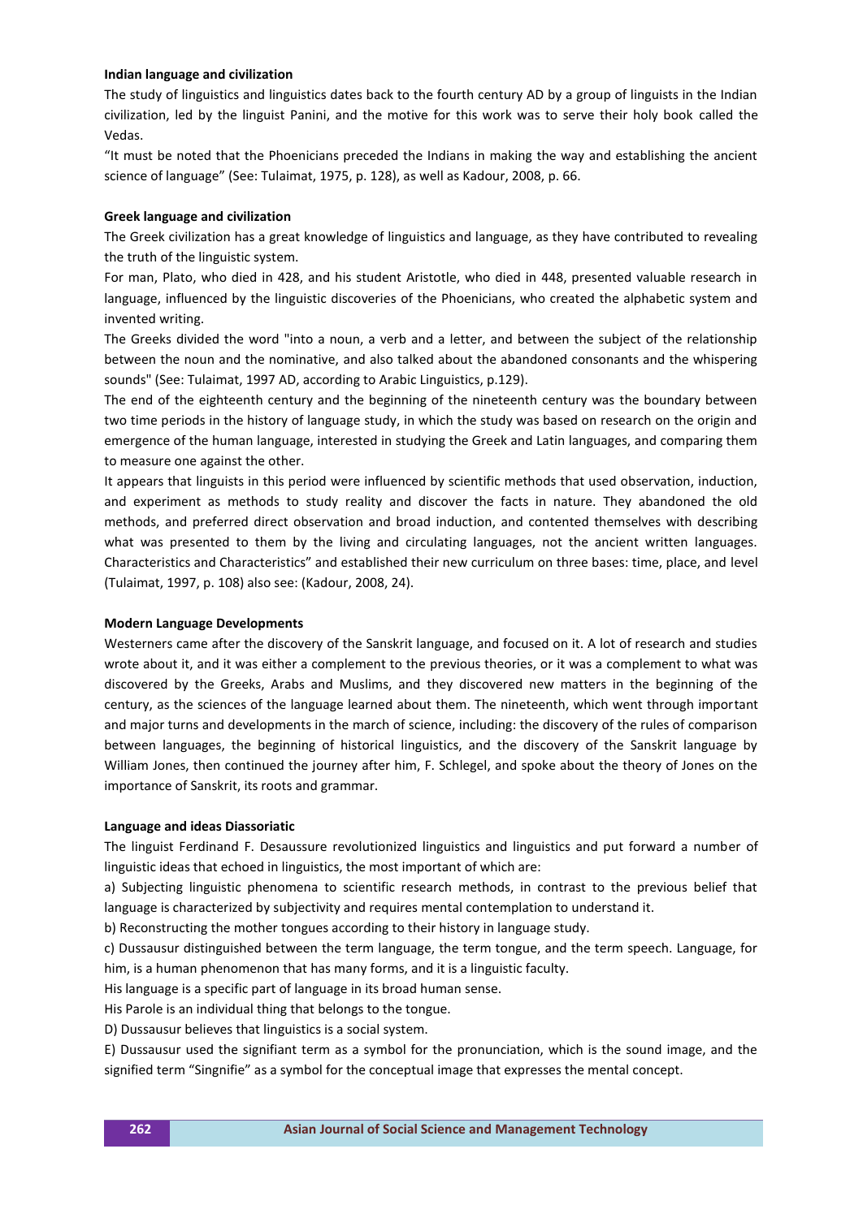**Indian language and civilization**

The study of linguistics and linguistics dates back to the fourth century AD by a group of linguists in the Indian civilization, led by the linguist Panini, and the motive for this work was to serve their holy book called the Vedas.

"It must be noted that the Phoenicians preceded the Indians in making the way and establishing the ancient science of language" (See: Tulaimat, 1975, p. 128), as well as Kadour, 2008, p. 66.

**Greek language and civilization**

The Greek civilization has a great knowledge of linguistics and language, as they have contributed to revealing the truth of the linguistic system.

For man, Plato, who died in 428, and his student Aristotle, who died in 448, presented valuable research in language, influenced by the linguistic discoveries of the Phoenicians, who created the alphabetic system and invented writing.

The Greeks divided the word "into a noun, a verb and a letter, and between the subject of the relationship between the noun and the nominative, and also talked about the abandoned consonants and the whispering sounds" (See: Tulaimat, 1997 AD, according to Arabic Linguistics, p.129).

The end of the eighteenth century and the beginning of the nineteenth century was the boundary between two time periods in the history of language study, in which the study was based on research on the origin and emergence of the human language, interested in studying the Greek and Latin languages, and comparing them to measure one against the other.

It appears that linguists in this period were influenced by scientific methods that used observation, induction, and experiment as methods to study reality and discover the facts in nature. They abandoned the old methods, and preferred direct observation and broad induction, and contented themselves with describing what was presented to them by the living and circulating languages, not the ancient written languages. Characteristics and Characteristics" and established their new curriculum on three bases: time, place, and level (Tulaimat, 1997, p. 108) also see: (Kadour, 2008, 24).

**Modern Language Developments**

Westerners came after the discovery of the Sanskrit language, and focused on it. A lot of research and studies wrote about it, and it was either a complement to the previous theories, or it was a complement to what was discovered by the Greeks, Arabs and Muslims, and they discovered new matters in the beginning of the century, as the sciences of the language learned about them. The nineteenth, which went through important and major turns and developments in the march of science, including: the discovery of the rules of comparison between languages, the beginning of historical linguistics, and the discovery of the Sanskrit language by William Jones, then continued the journey after him, F. Schlegel, and spoke about the theory of Jones on the importance of Sanskrit, its roots and grammar.

**Language and ideas Diassoriatic**

The linguist Ferdinand F. Desaussure revolutionized linguistics and linguistics and put forward a number of linguistic ideas that echoed in linguistics, the most important of which are:

a) Subjecting linguistic phenomena to scientific research methods, in contrast to the previous belief that language is characterized by subjectivity and requires mental contemplation to understand it.

b) Reconstructing the mother tongues according to their history in language study.

c) Dussausur distinguished between the term language, the term tongue, and the term speech. Language, for him, is a human phenomenon that has many forms, and it is a linguistic faculty.

His language is a specific part of language in its broad human sense.

His Parole is an individual thing that belongs to the tongue.

D) Dussausur believes that linguistics is a social system.

E) Dussausur used the signifiant term as a symbol for the pronunciation, which is the sound image, and the signified term "Singnifie" as a symbol for the conceptual image that expresses the mental concept.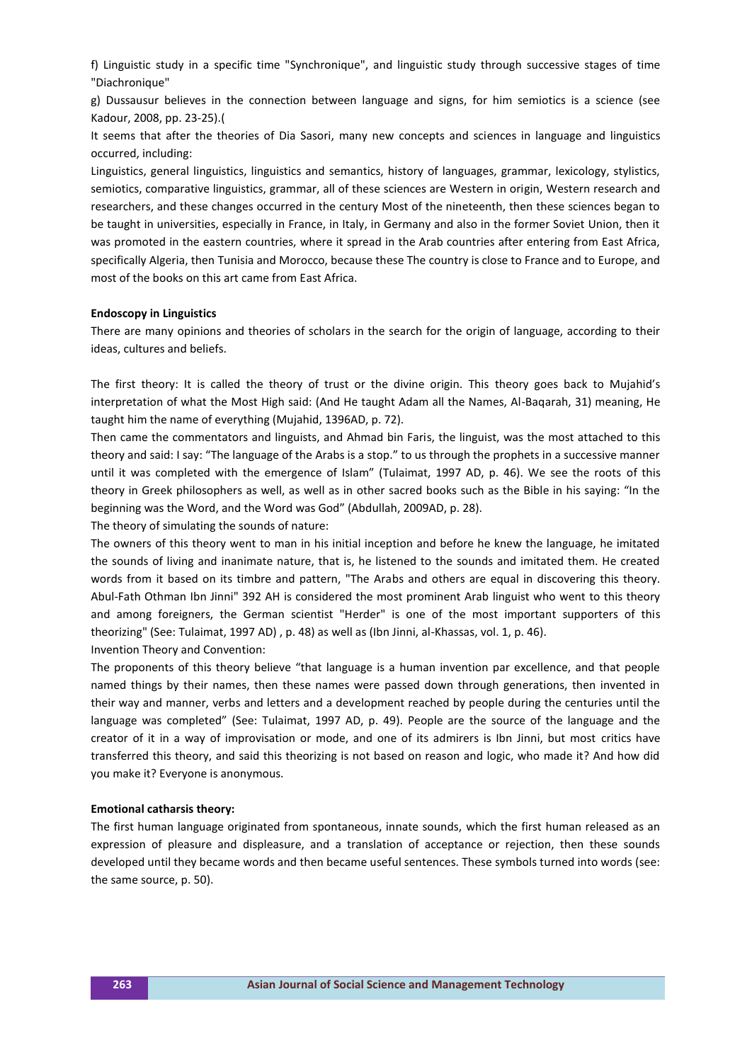f) Linguistic study in a specific time "Synchronique", and linguistic study through successive stages of time "Diachronique"

g) Dussausur believes in the connection between language and signs, for him semiotics is a science (see Kadour, 2008, pp. 23-25).(

It seems that after the theories of Dia Sasori, many new concepts and sciences in language and linguistics occurred, including:

Linguistics, general linguistics, linguistics and semantics, history of languages, grammar, lexicology, stylistics, semiotics, comparative linguistics, grammar, all of these sciences are Western in origin, Western research and researchers, and these changes occurred in the century Most of the nineteenth, then these sciences began to be taught in universities, especially in France, in Italy, in Germany and also in the former Soviet Union, then it was promoted in the eastern countries, where it spread in the Arab countries after entering from East Africa, specifically Algeria, then Tunisia and Morocco, because these The country is close to France and to Europe, and most of the books on this art came from East Africa.

**Endoscopy in Linguistics**

There are many opinions and theories of scholars in the search for the origin of language, according to their ideas, cultures and beliefs.

The first theory: It is called the theory of trust or the divine origin. This theory goes back to Mujahid's interpretation of what the Most High said: (And He taught Adam all the Names, Al-Baqarah, 31) meaning, He taught him the name of everything (Mujahid, 1396AD, p. 72).

Then came the commentators and linguists, and Ahmad bin Faris, the linguist, was the most attached to this theory and said: I say: "The language of the Arabs is a stop." to us through the prophets in a successive manner until it was completed with the emergence of Islam" (Tulaimat, 1997 AD, p. 46). We see the roots of this theory in Greek philosophers as well, as well as in other sacred books such as the Bible in his saying: "In the beginning was the Word, and the Word was God" (Abdullah, 2009AD, p. 28).

The theory of simulating the sounds of nature:

The owners of this theory went to man in his initial inception and before he knew the language, he imitated the sounds of living and inanimate nature, that is, he listened to the sounds and imitated them. He created words from it based on its timbre and pattern, "The Arabs and others are equal in discovering this theory. Abul-Fath Othman Ibn Jinni" 392 AH is considered the most prominent Arab linguist who went to this theory and among foreigners, the German scientist "Herder" is one of the most important supporters of this theorizing" (See: Tulaimat, 1997 AD) , p. 48) as well as (Ibn Jinni, al-Khassas, vol. 1, p. 46).

Invention Theory and Convention:

The proponents of this theory believe "that language is a human invention par excellence, and that people named things by their names, then these names were passed down through generations, then invented in their way and manner, verbs and letters and a development reached by people during the centuries until the language was completed" (See: Tulaimat, 1997 AD, p. 49). People are the source of the language and the creator of it in a way of improvisation or mode, and one of its admirers is Ibn Jinni, but most critics have transferred this theory, and said this theorizing is not based on reason and logic, who made it? And how did you make it? Everyone is anonymous.

**Emotional catharsis theory:**

The first human language originated from spontaneous, innate sounds, which the first human released as an expression of pleasure and displeasure, and a translation of acceptance or rejection, then these sounds developed until they became words and then became useful sentences. These symbols turned into words (see: the same source, p. 50).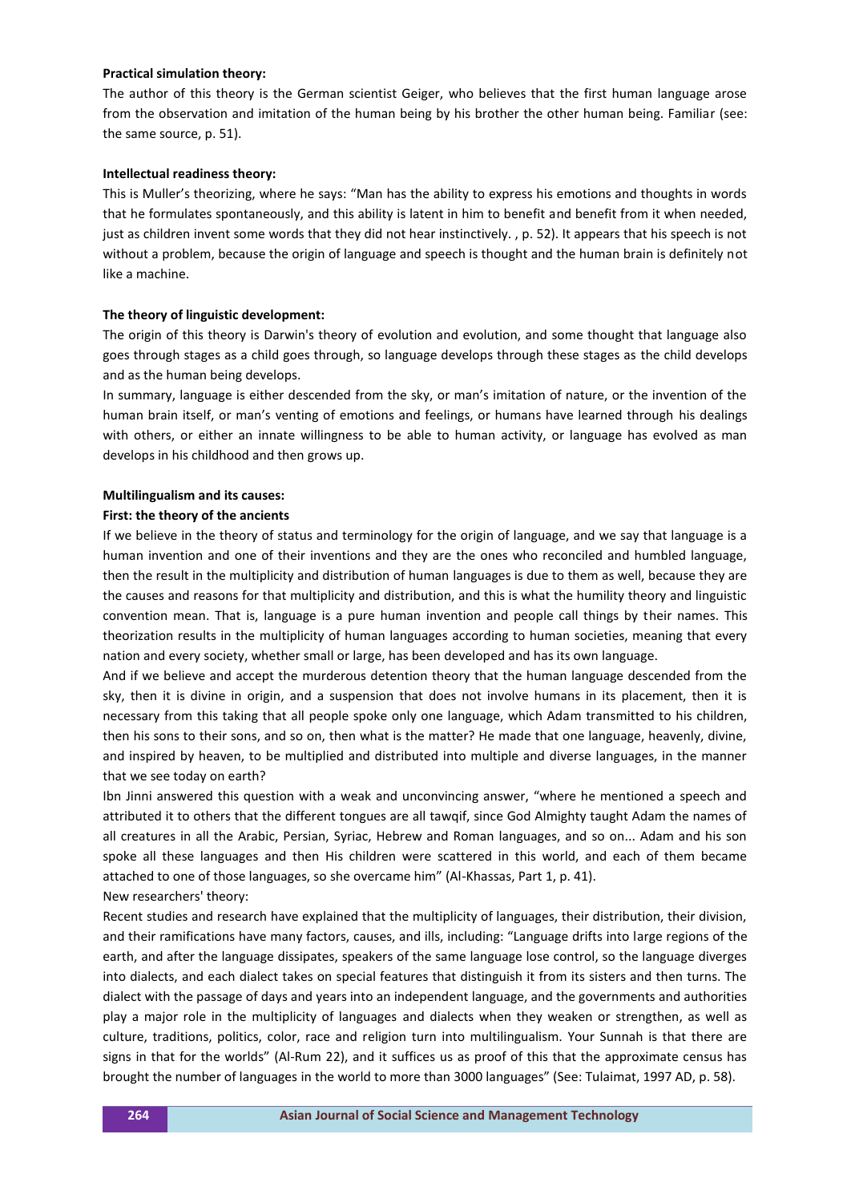**Practical simulation theory:**

The author of this theory is the German scientist Geiger, who believes that the first human language arose from the observation and imitation of the human being by his brother the other human being. Familiar (see: the same source, p. 51).

**Intellectual readiness theory:**

This is Muller's theorizing, where he says: "Man has the ability to express his emotions and thoughts in words that he formulates spontaneously, and this ability is latent in him to benefit and benefit from it when needed, just as children invent some words that they did not hear instinctively. , p. 52). It appears that his speech is not without a problem, because the origin of language and speech is thought and the human brain is definitely not like a machine.

**The theory of linguistic development:**

The origin of this theory is Darwin's theory of evolution and evolution, and some thought that language also goes through stages as a child goes through, so language develops through these stages as the child develops and as the human being develops.

In summary, language is either descended from the sky, or man's imitation of nature, or the invention of the human brain itself, or man's venting of emotions and feelings, or humans have learned through his dealings with others, or either an innate willingness to be able to human activity, or language has evolved as man develops in his childhood and then grows up.

**Multilingualism and its causes:**

**First: the theory of the ancients**

If we believe in the theory of status and terminology for the origin of language, and we say that language is a human invention and one of their inventions and they are the ones who reconciled and humbled language, then the result in the multiplicity and distribution of human languages is due to them as well, because they are the causes and reasons for that multiplicity and distribution, and this is what the humility theory and linguistic convention mean. That is, language is a pure human invention and people call things by their names. This theorization results in the multiplicity of human languages according to human societies, meaning that every nation and every society, whether small or large, has been developed and has its own language.

And if we believe and accept the murderous detention theory that the human language descended from the sky, then it is divine in origin, and a suspension that does not involve humans in its placement, then it is necessary from this taking that all people spoke only one language, which Adam transmitted to his children, then his sons to their sons, and so on, then what is the matter? He made that one language, heavenly, divine, and inspired by heaven, to be multiplied and distributed into multiple and diverse languages, in the manner that we see today on earth?

Ibn Jinni answered this question with a weak and unconvincing answer, "where he mentioned a speech and attributed it to others that the different tongues are all tawqif, since God Almighty taught Adam the names of all creatures in all the Arabic, Persian, Syriac, Hebrew and Roman languages, and so on... Adam and his son spoke all these languages and then His children were scattered in this world, and each of them became attached to one of those languages, so she overcame him" (Al-Khassas, Part 1, p. 41).

New researchers' theory:

Recent studies and research have explained that the multiplicity of languages, their distribution, their division, and their ramifications have many factors, causes, and ills, including: "Language drifts into large regions of the earth, and after the language dissipates, speakers of the same language lose control, so the language diverges into dialects, and each dialect takes on special features that distinguish it from its sisters and then turns. The dialect with the passage of days and years into an independent language, and the governments and authorities play a major role in the multiplicity of languages and dialects when they weaken or strengthen, as well as culture, traditions, politics, color, race and religion turn into multilingualism. Your Sunnah is that there are signs in that for the worlds" (Al-Rum 22), and it suffices us as proof of this that the approximate census has brought the number of languages in the world to more than 3000 languages" (See: Tulaimat, 1997 AD, p. 58).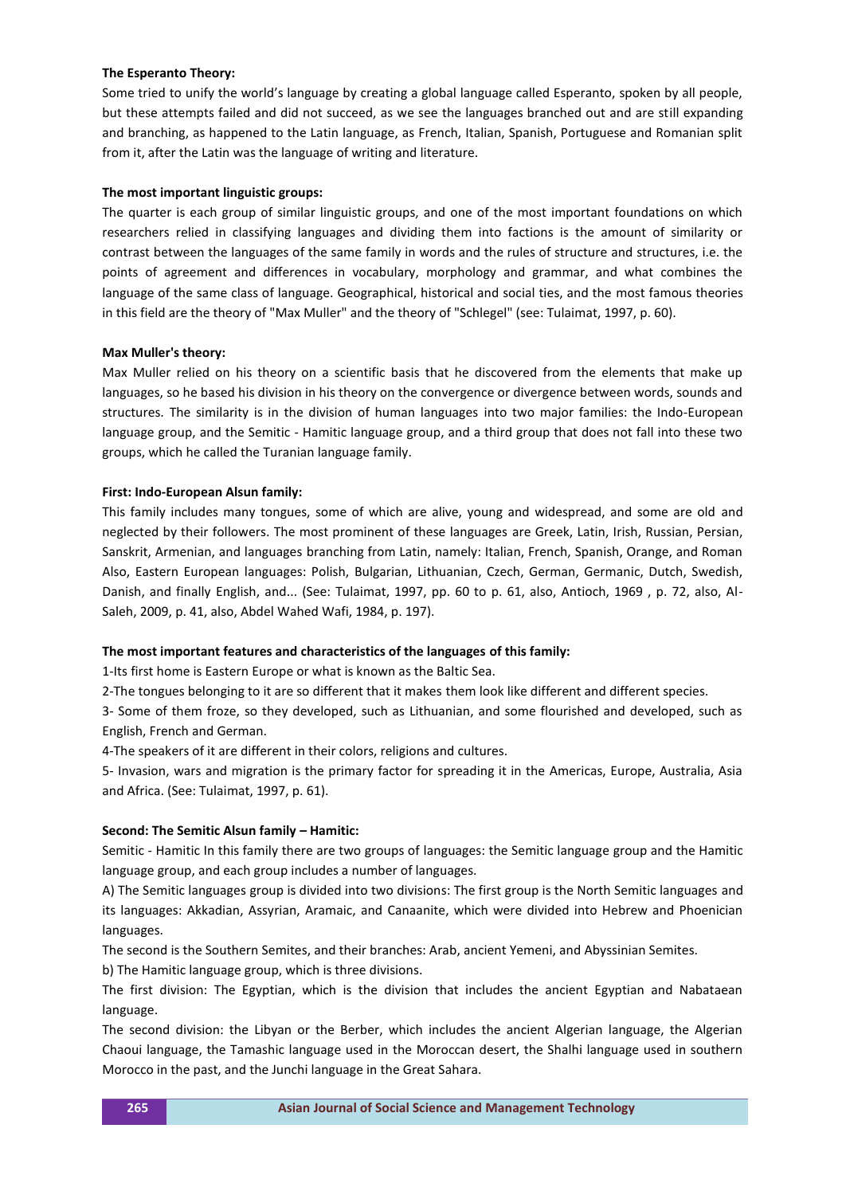**The Esperanto Theory:**

Some tried to unify the world's language by creating a global language called Esperanto, spoken by all people, but these attempts failed and did not succeed, as we see the languages branched out and are still expanding and branching, as happened to the Latin language, as French, Italian, Spanish, Portuguese and Romanian split from it, after the Latin was the language of writing and literature.

**The most important linguistic groups:**

The quarter is each group of similar linguistic groups, and one of the most important foundations on which researchers relied in classifying languages and dividing them into factions is the amount of similarity or contrast between the languages of the same family in words and the rules of structure and structures, i.e. the points of agreement and differences in vocabulary, morphology and grammar, and what combines the language of the same class of language. Geographical, historical and social ties, and the most famous theories in this field are the theory of "Max Muller" and the theory of "Schlegel" (see: Tulaimat, 1997, p. 60).

**Max Muller's theory:**

Max Muller relied on his theory on a scientific basis that he discovered from the elements that make up languages, so he based his division in his theory on the convergence or divergence between words, sounds and structures. The similarity is in the division of human languages into two major families: the Indo-European language group, and the Semitic - Hamitic language group, and a third group that does not fall into these two groups, which he called the Turanian language family.

**First: Indo-European Alsun family:**

This family includes many tongues, some of which are alive, young and widespread, and some are old and neglected by their followers. The most prominent of these languages are Greek, Latin, Irish, Russian, Persian, Sanskrit, Armenian, and languages branching from Latin, namely: Italian, French, Spanish, Orange, and Roman Also, Eastern European languages: Polish, Bulgarian, Lithuanian, Czech, German, Germanic, Dutch, Swedish, Danish, and finally English, and... (See: Tulaimat, 1997, pp. 60 to p. 61, also, Antioch, 1969 , p. 72, also, Al-Saleh, 2009, p. 41, also, Abdel Wahed Wafi, 1984, p. 197).

**The most important features and characteristics of the languages of this family:**

1-Its first home is Eastern Europe or what is known as the Baltic Sea.

2-The tongues belonging to it are so different that it makes them look like different and different species.

3- Some of them froze, so they developed, such as Lithuanian, and some flourished and developed, such as English, French and German.

4-The speakers of it are different in their colors, religions and cultures.

5- Invasion, wars and migration is the primary factor for spreading it in the Americas, Europe, Australia, Asia and Africa. (See: Tulaimat, 1997, p. 61).

**Second: The Semitic Alsun family – Hamitic:**

Semitic - Hamitic In this family there are two groups of languages: the Semitic language group and the Hamitic language group, and each group includes a number of languages.

A) The Semitic languages group is divided into two divisions: The first group is the North Semitic languages and its languages: Akkadian, Assyrian, Aramaic, and Canaanite, which were divided into Hebrew and Phoenician languages.

The second is the Southern Semites, and their branches: Arab, ancient Yemeni, and Abyssinian Semites.

b) The Hamitic language group, which is three divisions.

The first division: The Egyptian, which is the division that includes the ancient Egyptian and Nabataean language.

The second division: the Libyan or the Berber, which includes the ancient Algerian language, the Algerian Chaoui language, the Tamashic language used in the Moroccan desert, the Shalhi language used in southern Morocco in the past, and the Junchi language in the Great Sahara.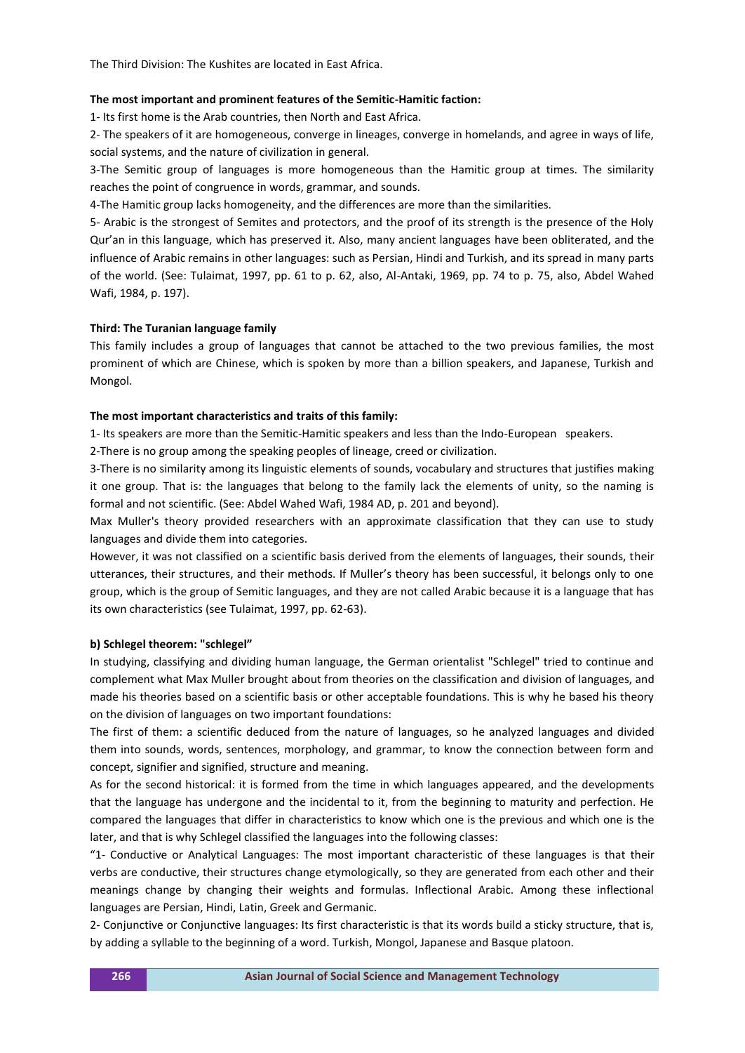The Third Division: The Kushites are located in East Africa.

**The most important and prominent features of the Semitic-Hamitic faction:**

1- Its first home is the Arab countries, then North and East Africa.

2- The speakers of it are homogeneous, converge in lineages, converge in homelands, and agree in ways of life, social systems, and the nature of civilization in general.

3-The Semitic group of languages is more homogeneous than the Hamitic group at times. The similarity reaches the point of congruence in words, grammar, and sounds.

4-The Hamitic group lacks homogeneity, and the differences are more than the similarities.

5- Arabic is the strongest of Semites and protectors, and the proof of its strength is the presence of the Holy Qur'an in this language, which has preserved it. Also, many ancient languages have been obliterated, and the influence of Arabic remains in other languages: such as Persian, Hindi and Turkish, and its spread in many parts of the world. (See: Tulaimat, 1997, pp. 61 to p. 62, also, Al-Antaki, 1969, pp. 74 to p. 75, also, Abdel Wahed Wafi, 1984, p. 197).

**Third: The Turanian language family**

This family includes a group of languages that cannot be attached to the two previous families, the most prominent of which are Chinese, which is spoken by more than a billion speakers, and Japanese, Turkish and Mongol.

**The most important characteristics and traits of this family:**

1- Its speakers are more than the Semitic-Hamitic speakers and less than the Indo-European speakers.

2-There is no group among the speaking peoples of lineage, creed or civilization.

3-There is no similarity among its linguistic elements of sounds, vocabulary and structures that justifies making it one group. That is: the languages that belong to the family lack the elements of unity, so the naming is formal and not scientific. (See: Abdel Wahed Wafi, 1984 AD, p. 201 and beyond).

Max Muller's theory provided researchers with an approximate classification that they can use to study languages and divide them into categories.

However, it was not classified on a scientific basis derived from the elements of languages, their sounds, their utterances, their structures, and their methods. If Muller's theory has been successful, it belongs only to one group, which is the group of Semitic languages, and they are not called Arabic because it is a language that has its own characteristics (see Tulaimat, 1997, pp. 62-63).

**b) Schlegel theorem: "schlegel"**

In studying, classifying and dividing human language, the German orientalist "Schlegel" tried to continue and complement what Max Muller brought about from theories on the classification and division of languages, and made his theories based on a scientific basis or other acceptable foundations. This is why he based his theory on the division of languages on two important foundations:

The first of them: a scientific deduced from the nature of languages, so he analyzed languages and divided them into sounds, words, sentences, morphology, and grammar, to know the connection between form and concept, signifier and signified, structure and meaning.

As for the second historical: it is formed from the time in which languages appeared, and the developments that the language has undergone and the incidental to it, from the beginning to maturity and perfection. He compared the languages that differ in characteristics to know which one is the previous and which one is the later, and that is why Schlegel classified the languages into the following classes:

"1- Conductive or Analytical Languages: The most important characteristic of these languages is that their verbs are conductive, their structures change etymologically, so they are generated from each other and their meanings change by changing their weights and formulas. Inflectional Arabic. Among these inflectional languages are Persian, Hindi, Latin, Greek and Germanic.

2- Conjunctive or Conjunctive languages: Its first characteristic is that its words build a sticky structure, that is, by adding a syllable to the beginning of a word. Turkish, Mongol, Japanese and Basque platoon.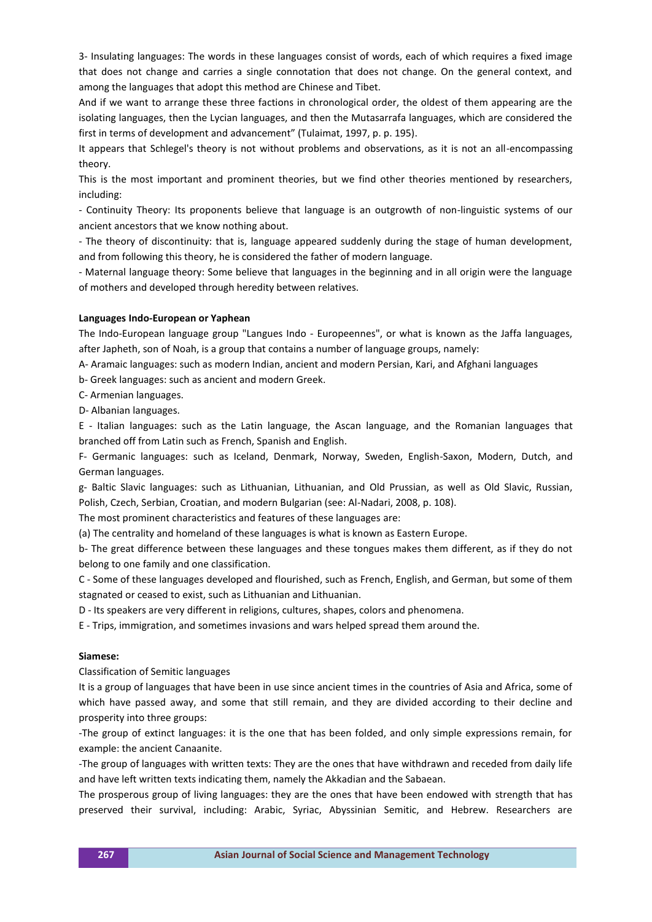3- Insulating languages: The words in these languages consist of words, each of which requires a fixed image that does not change and carries a single connotation that does not change. On the general context, and among the languages that adopt this method are Chinese and Tibet.

And if we want to arrange these three factions in chronological order, the oldest of them appearing are the isolating languages, then the Lycian languages, and then the Mutasarrafa languages, which are considered the first in terms of development and advancement" (Tulaimat, 1997, p. p. 195).

It appears that Schlegel's theory is not without problems and observations, as it is not an all-encompassing theory.

This is the most important and prominent theories, but we find other theories mentioned by researchers, including:

- Continuity Theory: Its proponents believe that language is an outgrowth of non-linguistic systems of our ancient ancestors that we know nothing about.
- The theory of discontinuity: that is, language appeared suddenly during the stage of human development, and from following this theory, he is considered the father of modern language.
- Maternal language theory: Some believe that languages in the beginning and in all origin were the language of mothers and developed through heredity between relatives.

**Languages Indo-European or Yaphean**

The Indo-European language group "Langues Indo - Europeennes", or what is known as the Jaffa languages, after Japheth, son of Noah, is a group that contains a number of language groups, namely:

A- Aramaic languages: such as modern Indian, ancient and modern Persian, Kari, and Afghani languages

b- Greek languages: such as ancient and modern Greek.

C- Armenian languages.

D- Albanian languages.

E - Italian languages: such as the Latin language, the Ascan language, and the Romanian languages that branched off from Latin such as French, Spanish and English.

F- Germanic languages: such as Iceland, Denmark, Norway, Sweden, English-Saxon, Modern, Dutch, and German languages.

g- Baltic Slavic languages: such as Lithuanian, Lithuanian, and Old Prussian, as well as Old Slavic, Russian, Polish, Czech, Serbian, Croatian, and modern Bulgarian (see: Al-Nadari, 2008, p. 108).

The most prominent characteristics and features of these languages are:

(a) The centrality and homeland of these languages is what is known as Eastern Europe.

b- The great difference between these languages and these tongues makes them different, as if they do not belong to one family and one classification.

C - Some of these languages developed and flourished, such as French, English, and German, but some of them stagnated or ceased to exist, such as Lithuanian and Lithuanian.

D - Its speakers are very different in religions, cultures, shapes, colors and phenomena.

E - Trips, immigration, and sometimes invasions and wars helped spread them around the.

**Siamese:**

Classification of Semitic languages

It is a group of languages that have been in use since ancient times in the countries of Asia and Africa, some of which have passed away, and some that still remain, and they are divided according to their decline and prosperity into three groups:

-The group of extinct languages: it is the one that has been folded, and only simple expressions remain, for example: the ancient Canaanite.

-The group of languages with written texts: They are the ones that have withdrawn and receded from daily life and have left written texts indicating them, namely the Akkadian and the Sabaean.

The prosperous group of living languages: they are the ones that have been endowed with strength that has preserved their survival, including: Arabic, Syriac, Abyssinian Semitic, and Hebrew. Researchers are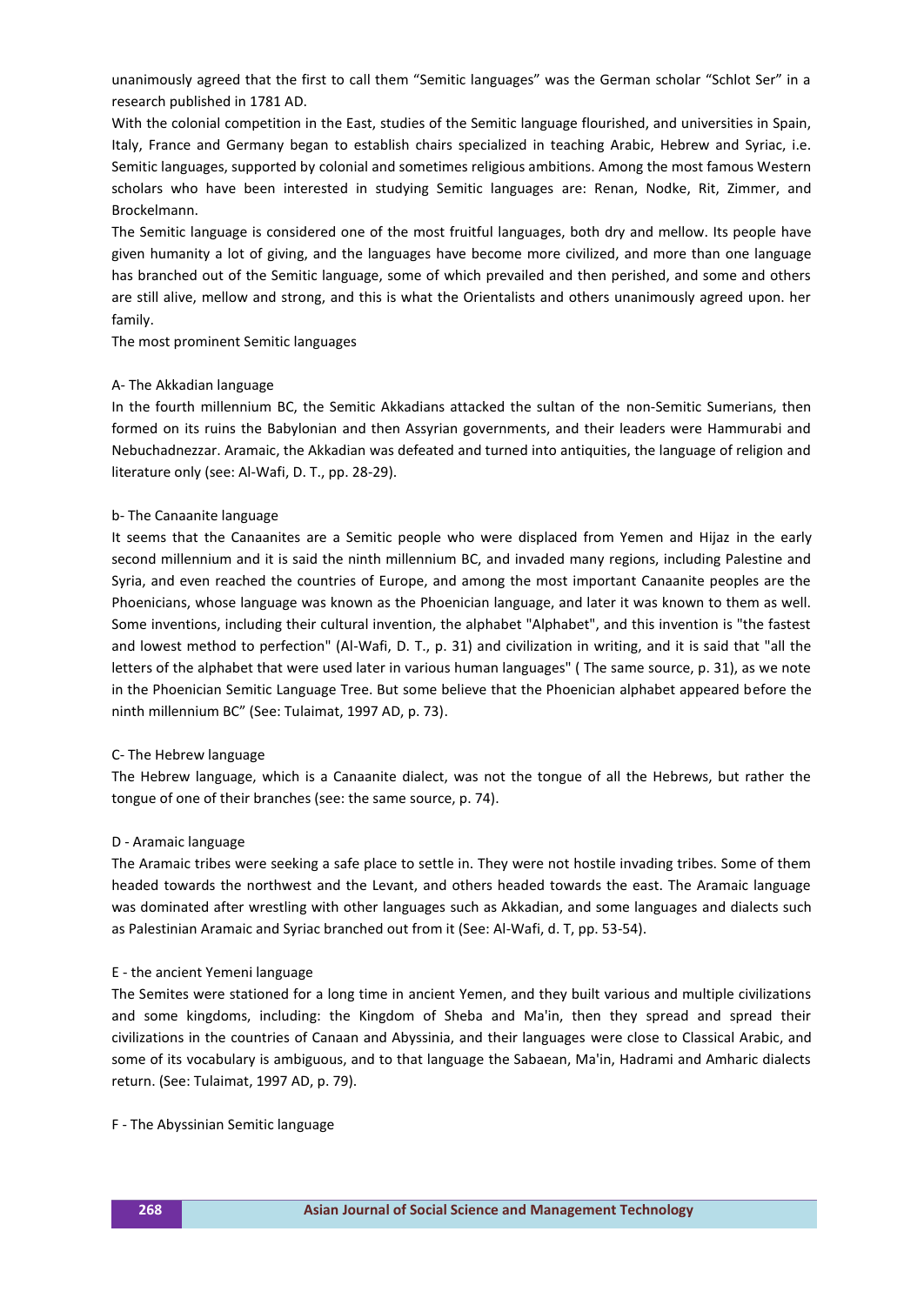unanimously agreed that the first to call them "Semitic languages" was the German scholar "Schlot Ser" in a research published in 1781 AD.

With the colonial competition in the East, studies of the Semitic language flourished, and universities in Spain, Italy, France and Germany began to establish chairs specialized in teaching Arabic, Hebrew and Syriac, i.e. Semitic languages, supported by colonial and sometimes religious ambitions. Among the most famous Western scholars who have been interested in studying Semitic languages are: Renan, Nodke, Rit, Zimmer, and Brockelmann.

The Semitic language is considered one of the most fruitful languages, both dry and mellow. Its people have given humanity a lot of giving, and the languages have become more civilized, and more than one language has branched out of the Semitic language, some of which prevailed and then perished, and some and others are still alive, mellow and strong, and this is what the Orientalists and others unanimously agreed upon. her family.

The most prominent Semitic languages

A- The Akkadian language

In the fourth millennium BC, the Semitic Akkadians attacked the sultan of the non-Semitic Sumerians, then formed on its ruins the Babylonian and then Assyrian governments, and their leaders were Hammurabi and Nebuchadnezzar. Aramaic, the Akkadian was defeated and turned into antiquities, the language of religion and literature only (see: Al-Wafi, D. T., pp. 28-29).

b- The Canaanite language

It seems that the Canaanites are a Semitic people who were displaced from Yemen and Hijaz in the early second millennium and it is said the ninth millennium BC, and invaded many regions, including Palestine and Syria, and even reached the countries of Europe, and among the most important Canaanite peoples are the Phoenicians, whose language was known as the Phoenician language, and later it was known to them as well. Some inventions, including their cultural invention, the alphabet "Alphabet", and this invention is "the fastest and lowest method to perfection" (Al-Wafi, D. T., p. 31) and civilization in writing, and it is said that "all the letters of the alphabet that were used later in various human languages" ( The same source, p. 31), as we note in the Phoenician Semitic Language Tree. But some believe that the Phoenician alphabet appeared before the ninth millennium BC" (See: Tulaimat, 1997 AD, p. 73).

C- The Hebrew language

The Hebrew language, which is a Canaanite dialect, was not the tongue of all the Hebrews, but rather the tongue of one of their branches (see: the same source, p. 74).

D - Aramaic language

The Aramaic tribes were seeking a safe place to settle in. They were not hostile invading tribes. Some of them headed towards the northwest and the Levant, and others headed towards the east. The Aramaic language was dominated after wrestling with other languages such as Akkadian, and some languages and dialects such as Palestinian Aramaic and Syriac branched out from it (See: Al-Wafi, d. T, pp. 53-54).

E - the ancient Yemeni language

The Semites were stationed for a long time in ancient Yemen, and they built various and multiple civilizations and some kingdoms, including: the Kingdom of Sheba and Ma'in, then they spread and spread their civilizations in the countries of Canaan and Abyssinia, and their languages were close to Classical Arabic, and some of its vocabulary is ambiguous, and to that language the Sabaean, Ma'in, Hadrami and Amharic dialects return. (See: Tulaimat, 1997 AD, p. 79).

F - The Abyssinian Semitic language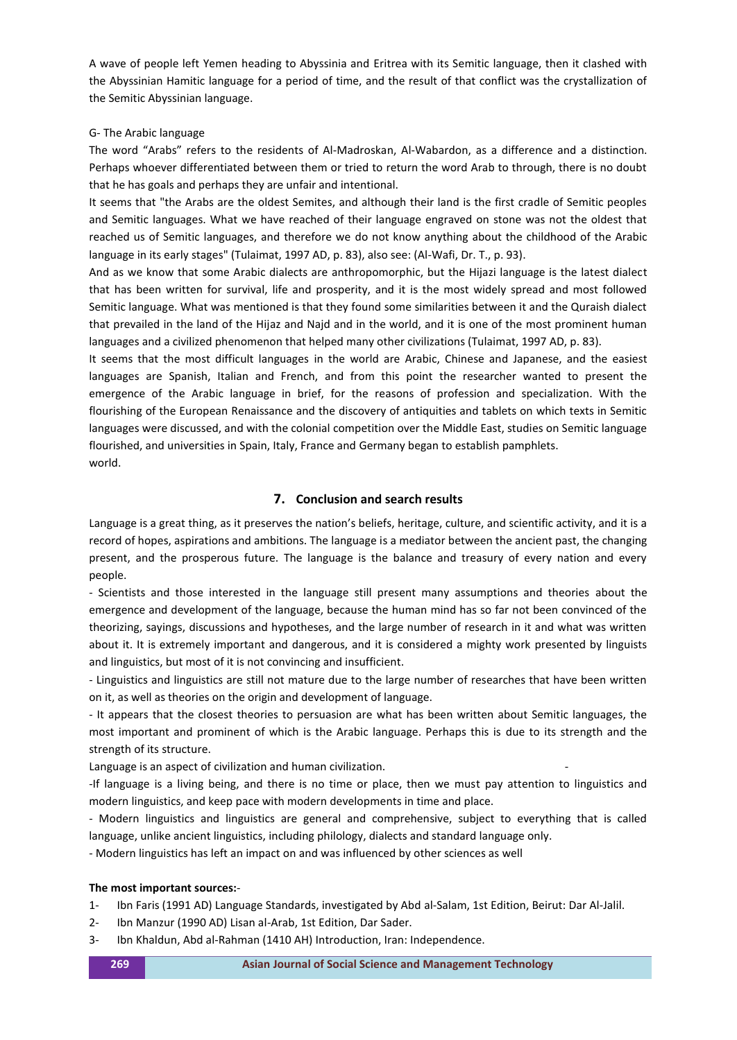A wave of people left Yemen heading to Abyssinia and Eritrea with its Semitic language, then it clashed with the Abyssinian Hamitic language for a period of time, and the result of that conflict was the crystallization of the Semitic Abyssinian language.

G- The Arabic language

The word "Arabs" refers to the residents of Al-Madroskan, Al-Wabardon, as a difference and a distinction. Perhaps whoever differentiated between them or tried to return the word Arab to through, there is no doubt that he has goals and perhaps they are unfair and intentional.

It seems that "the Arabs are the oldest Semites, and although their land is the first cradle of Semitic peoples and Semitic languages. What we have reached of their language engraved on stone was not the oldest that reached us of Semitic languages, and therefore we do not know anything about the childhood of the Arabic language in its early stages" (Tulaimat, 1997 AD, p. 83), also see: (Al-Wafi, Dr. T., p. 93).

And as we know that some Arabic dialects are anthropomorphic, but the Hijazi language is the latest dialect that has been written for survival, life and prosperity, and it is the most widely spread and most followed Semitic language. What was mentioned is that they found some similarities between it and the Quraish dialect that prevailed in the land of the Hijaz and Najd and in the world, and it is one of the most prominent human languages and a civilized phenomenon that helped many other civilizations (Tulaimat, 1997 AD, p. 83).

It seems that the most difficult languages in the world are Arabic, Chinese and Japanese, and the easiest languages are Spanish, Italian and French, and from this point the researcher wanted to present the emergence of the Arabic language in brief, for the reasons of profession and specialization. With the flourishing of the European Renaissance and the discovery of antiquities and tablets on which texts in Semitic languages were discussed, and with the colonial competition over the Middle East, studies on Semitic language flourished, and universities in Spain, Italy, France and Germany began to establish pamphlets.
world.

## 7. Conclusion and search results

Language is a great thing, as it preserves the nation's beliefs, heritage, culture, and scientific activity, and it is a record of hopes, aspirations and ambitions. The language is a mediator between the ancient past, the changing present, and the prosperous future. The language is the balance and treasury of every nation and every people.

- Scientists and those interested in the language still present many assumptions and theories about the emergence and development of the language, because the human mind has so far not been convinced of the theorizing, sayings, discussions and hypotheses, and the large number of research in it and what was written about it. It is extremely important and dangerous, and it is considered a mighty work presented by linguists and linguistics, but most of it is not convincing and insufficient.

- Linguistics and linguistics are still not mature due to the large number of researches that have been written on it, as well as theories on the origin and development of language.

- It appears that the closest theories to persuasion are what has been written about Semitic languages, the most important and prominent of which is the Arabic language. Perhaps this is due to its strength and the strength of its structure.

Language is an aspect of civilization and human civilization. -

-If language is a living being, and there is no time or place, then we must pay attention to linguistics and modern linguistics, and keep pace with modern developments in time and place.

- Modern linguistics and linguistics are general and comprehensive, subject to everything that is called language, unlike ancient linguistics, including philology, dialects and standard language only.

- Modern linguistics has left an impact on and was influenced by other sciences as well

**The most important sources:**-

1- Ibn Faris (1991 AD) Language Standards, investigated by Abd al-Salam, 1st Edition, Beirut: Dar Al-Jalil.
2- Ibn Manzur (1990 AD) Lisan al-Arab, 1st Edition, Dar Sader.
3- Ibn Khaldun, Abd al-Rahman (1410 AH) Introduction, Iran: Independence.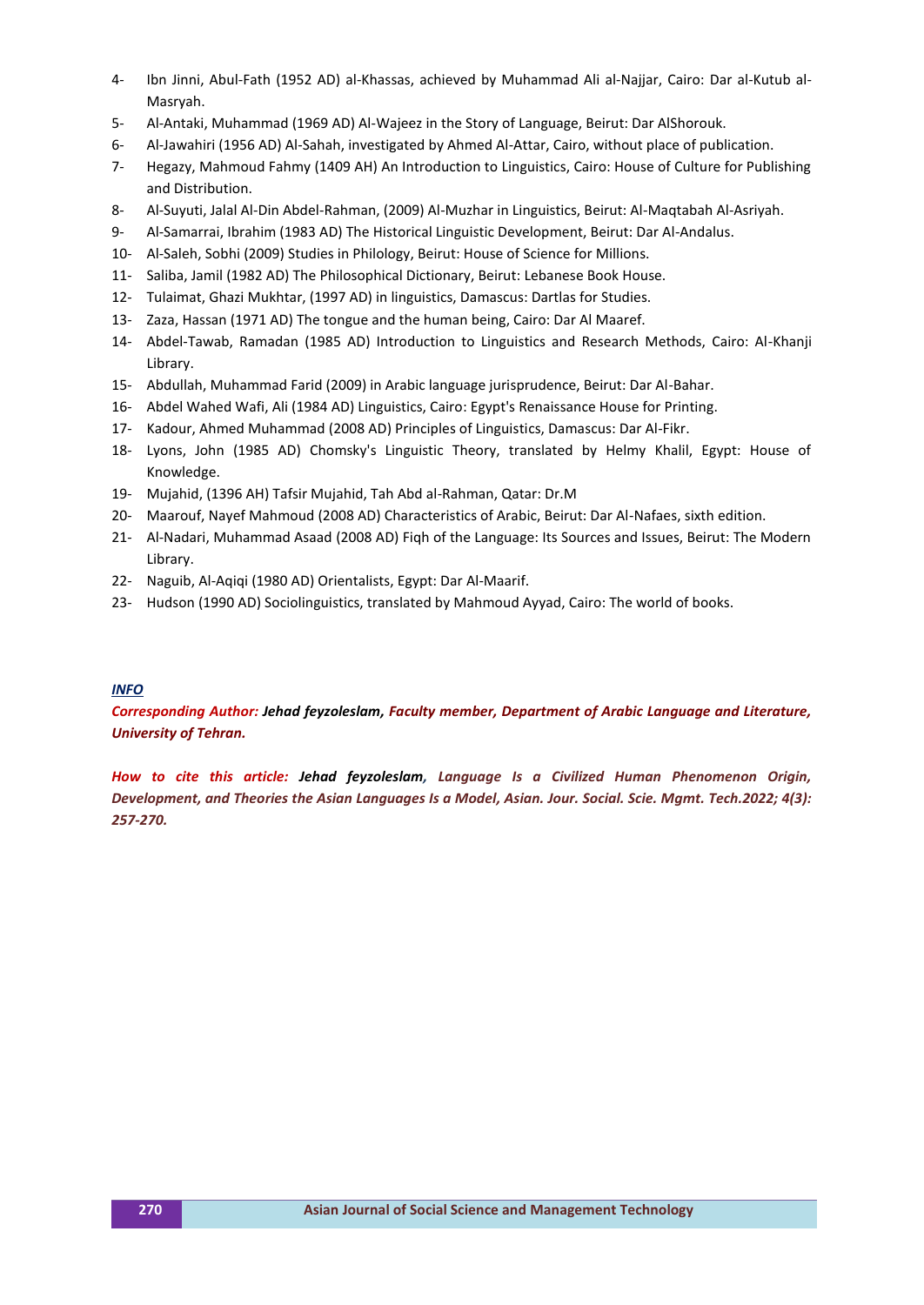4- Ibn Jinni, Abul-Fath (1952 AD) al-Khassas, achieved by Muhammad Ali al-Najjar, Cairo: Dar al-Kutub al-Masryah.
5- Al-Antaki, Muhammad (1969 AD) Al-Wajeez in the Story of Language, Beirut: Dar AlShorouk.
6- Al-Jawahiri (1956 AD) Al-Sahah, investigated by Ahmed Al-Attar, Cairo, without place of publication.
7- Hegazy, Mahmoud Fahmy (1409 AH) An Introduction to Linguistics, Cairo: House of Culture for Publishing and Distribution.
8- Al-Suyuti, Jalal Al-Din Abdel-Rahman, (2009) Al-Muzhar in Linguistics, Beirut: Al-Maqtabah Al-Asriyah.
9- Al-Samarrai, Ibrahim (1983 AD) The Historical Linguistic Development, Beirut: Dar Al-Andalus.
10- Al-Saleh, Sobhi (2009) Studies in Philology, Beirut: House of Science for Millions.
11- Saliba, Jamil (1982 AD) The Philosophical Dictionary, Beirut: Lebanese Book House.
12- Tulaimat, Ghazi Mukhtar, (1997 AD) in linguistics, Damascus: Dartlas for Studies.
13- Zaza, Hassan (1971 AD) The tongue and the human being, Cairo: Dar Al Maaref.
14- Abdel-Tawab, Ramadan (1985 AD) Introduction to Linguistics and Research Methods, Cairo: Al-Khanji Library.
15- Abdullah, Muhammad Farid (2009) in Arabic language jurisprudence, Beirut: Dar Al-Bahar.
16- Abdel Wahed Wafi, Ali (1984 AD) Linguistics, Cairo: Egypt's Renaissance House for Printing.
17- Kadour, Ahmed Muhammad (2008 AD) Principles of Linguistics, Damascus: Dar Al-Fikr.
18- Lyons, John (1985 AD) Chomsky's Linguistic Theory, translated by Helmy Khalil, Egypt: House of Knowledge.
19- Mujahid, (1396 AH) Tafsir Mujahid, Tah Abd al-Rahman, Qatar: Dr.M
20- Maarouf, Nayef Mahmoud (2008 AD) Characteristics of Arabic, Beirut: Dar Al-Nafaes, sixth edition.
21- Al-Nadari, Muhammad Asaad (2008 AD) Fiqh of the Language: Its Sources and Issues, Beirut: The Modern Library.
22- Naguib, Al-Aqiqi (1980 AD) Orientalists, Egypt: Dar Al-Maarif.
23- Hudson (1990 AD) Sociolinguistics, translated by Mahmoud Ayyad, Cairo: The world of books.

***INFO***

***Corresponding Author:*** ***Jehad feyzoleslam,*** ***Faculty member, Department of Arabic Language and Literature, University of Tehran.***

***How to cite this article:*** ***Jehad feyzoleslam,*** ***Language Is a Civilized Human Phenomenon Origin, Development, and Theories the Asian Languages Is a Model, Asian. Jour. Social. Scie. Mgmt. Tech.2022; 4(3): 257-270.***